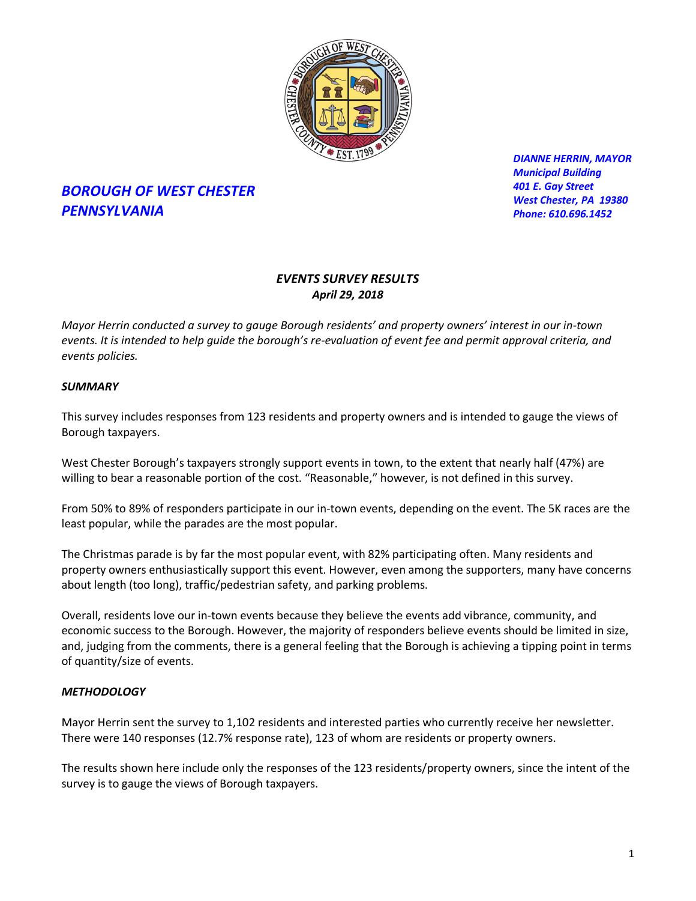**DIANNE HERRIN, MAYOR**
***Municipal Building***
***401 E. Gay Street***
***West Chester, PA 19380***
***Phone: 610.696.1452***

# *BOROUGH OF WEST CHESTER PENNSYLVANIA*

## *EVENTS SURVEY RESULTS*
### *April 29, 2018*

*Mayor Herrin conducted a survey to gauge Borough residents' and property owners' interest in our in-town events. It is intended to help guide the borough's re-evaluation of event fee and permit approval criteria, and events policies.*

### *SUMMARY*

This survey includes responses from 123 residents and property owners and is intended to gauge the views of Borough taxpayers.

West Chester Borough's taxpayers strongly support events in town, to the extent that nearly half (47%) are willing to bear a reasonable portion of the cost. "Reasonable," however, is not defined in this survey.

From 50% to 89% of responders participate in our in-town events, depending on the event. The 5K races are the least popular, while the parades are the most popular.

The Christmas parade is by far the most popular event, with 82% participating often. Many residents and property owners enthusiastically support this event. However, even among the supporters, many have concerns about length (too long), traffic/pedestrian safety, and parking problems.

Overall, residents love our in-town events because they believe the events add vibrance, community, and economic success to the Borough. However, the majority of responders believe events should be limited in size, and, judging from the comments, there is a general feeling that the Borough is achieving a tipping point in terms of quantity/size of events.

### *METHODOLOGY*

Mayor Herrin sent the survey to 1,102 residents and interested parties who currently receive her newsletter. There were 140 responses (12.7% response rate), 123 of whom are residents or property owners.

The results shown here include only the responses of the 123 residents/property owners, since the intent of the survey is to gauge the views of Borough taxpayers.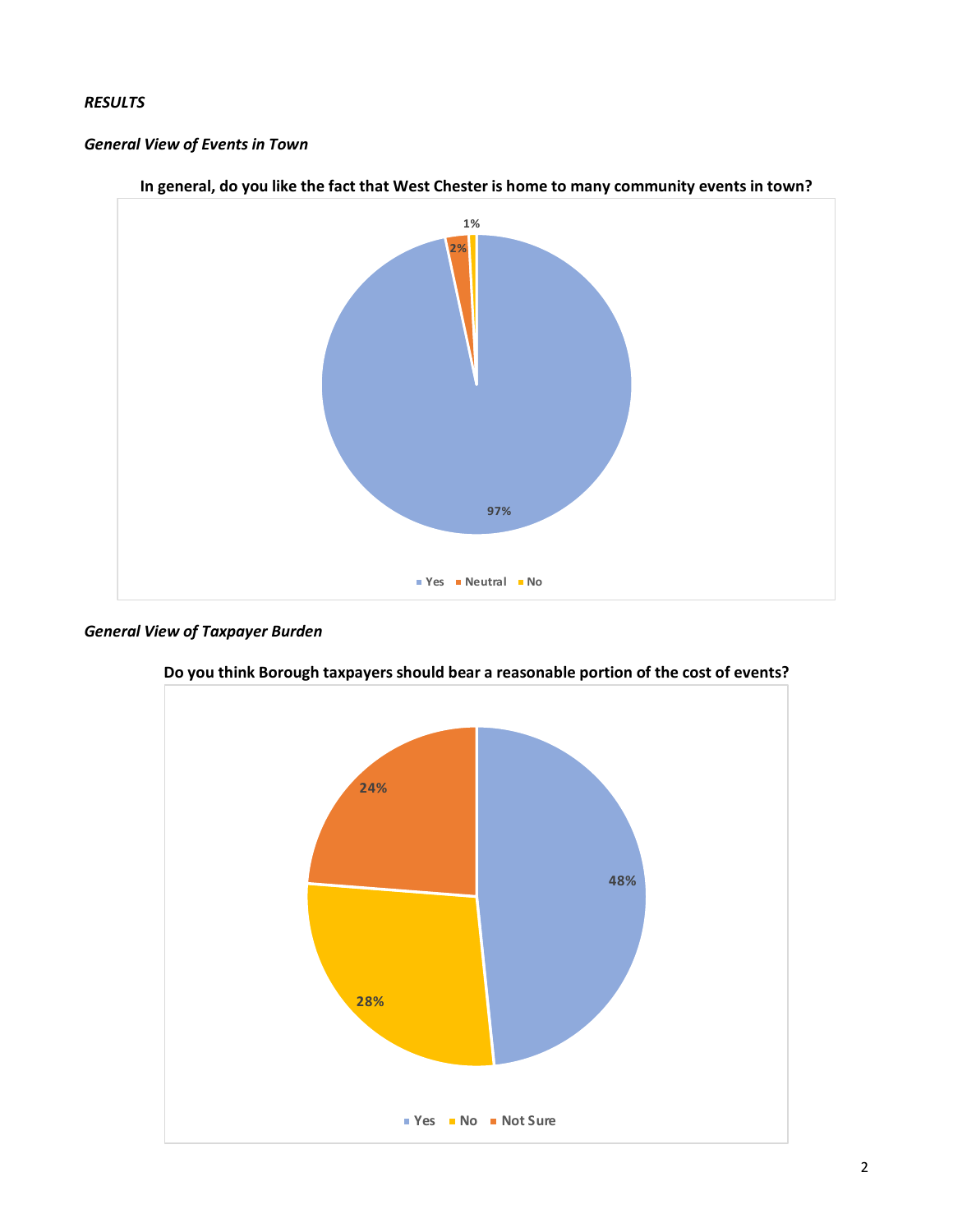*RESULTS*

*General View of Events in Town*

**In general, do you like the fact that West Chester is home to many community events in town?**

| Response | Percentage |
|---|---|
| Yes | 97% |
| Neutral | 2% |
| No | 1% |

*General View of Taxpayer Burden*

**Do you think Borough taxpayers should bear a reasonable portion of the cost of events?**

| Response | Percentage |
|---|---|
| Yes | 48% |
| No | 28% |
| Not Sure | 24% |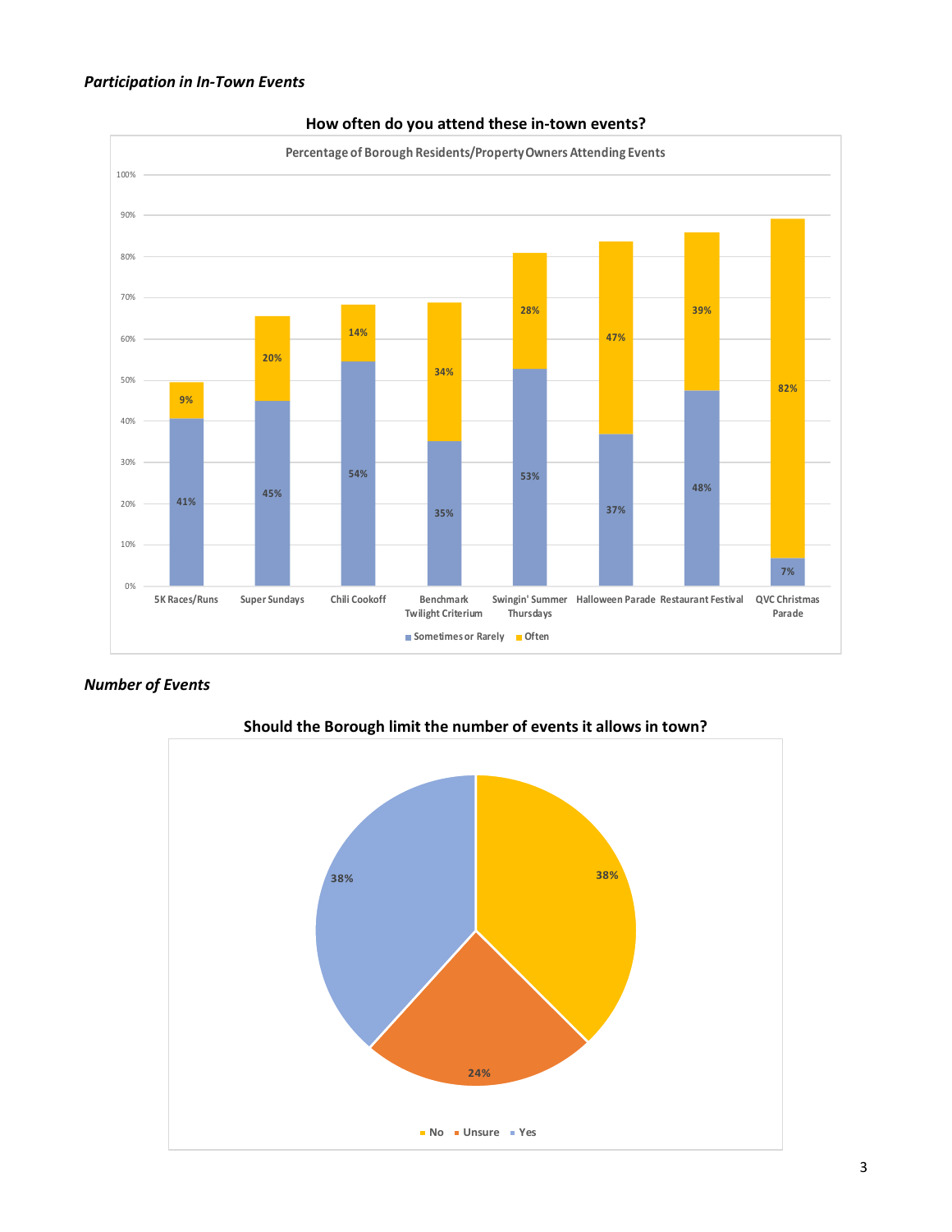*Participation in In-Town Events*

**How often do you attend these in-town events?**

Percentage of Borough Residents/Property Owners Attending Events

| Event | Sometimes or Rarely | Often |
|---|---|---|
| 5K Races/Runs | 41% | 9% |
| Super Sundays | 45% | 20% |
| Chili Cookoff | 54% | 14% |
| Benchmark Twilight Criterium | 35% | 34% |
| Swingin' Summer Thursdays | 53% | 28% |
| Halloween Parade | 37% | 47% |
| Restaurant Festival | 48% | 39% |
| QVC Christmas Parade | 7% | 82% |

*Number of Events*

**Should the Borough limit the number of events it allows in town?**

| Response | Percentage |
|---|---|
| No | 38% |
| Unsure | 24% |
| Yes | 38% |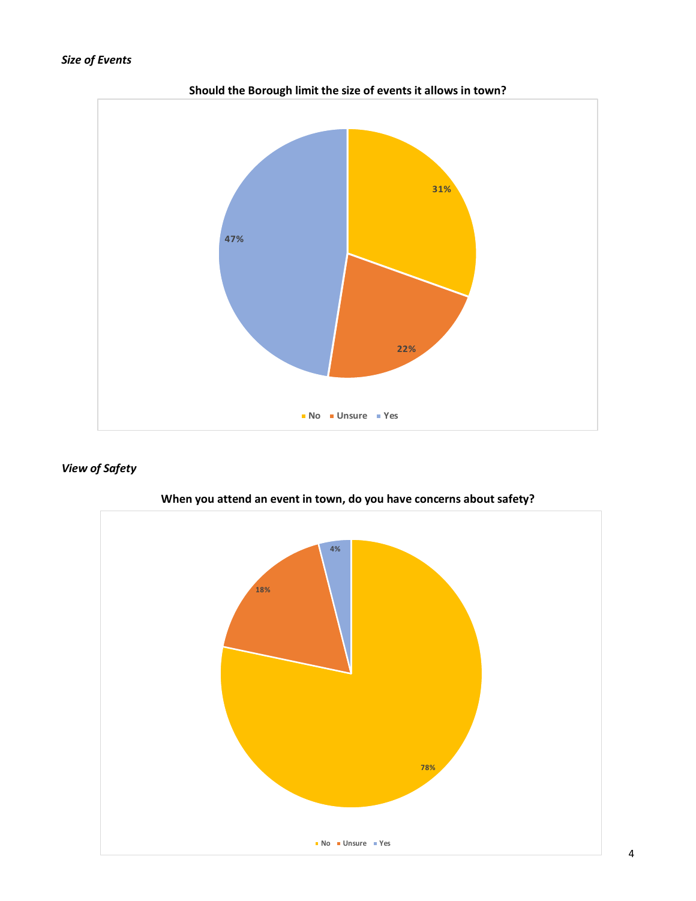*Size of Events*

**Should the Borough limit the size of events it allows in town?**

| Response | Percentage |
| --- | --- |
| No | 31% |
| Unsure | 22% |
| Yes | 47% |

*View of Safety*

**When you attend an event in town, do you have concerns about safety?**

| Response | Percentage |
| --- | --- |
| No | 78% |
| Unsure | 18% |
| Yes | 4% |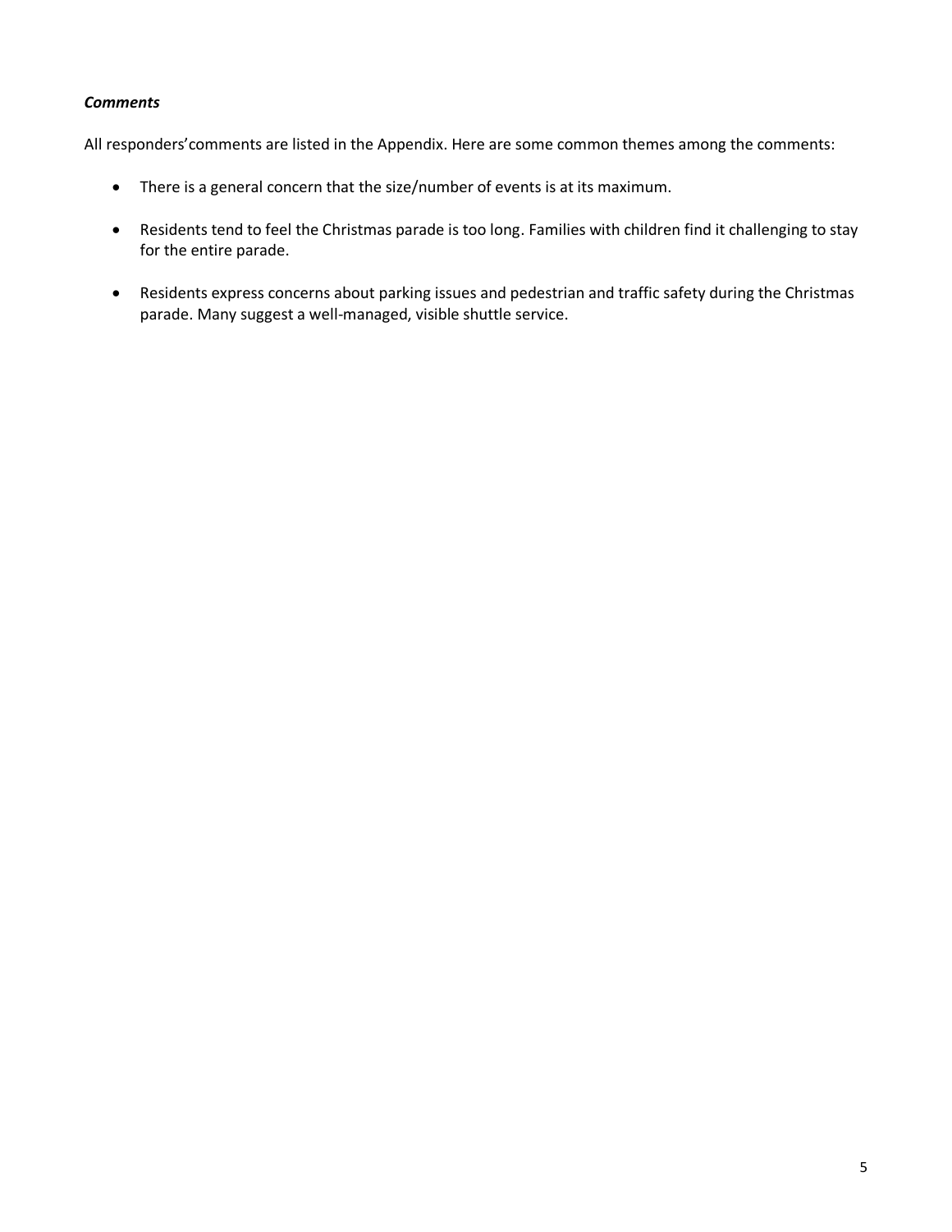***Comments***

All responders'comments are listed in the Appendix. Here are some common themes among the comments:

- There is a general concern that the size/number of events is at its maximum.
- Residents tend to feel the Christmas parade is too long. Families with children find it challenging to stay for the entire parade.
- Residents express concerns about parking issues and pedestrian and traffic safety during the Christmas parade. Many suggest a well-managed, visible shuttle service.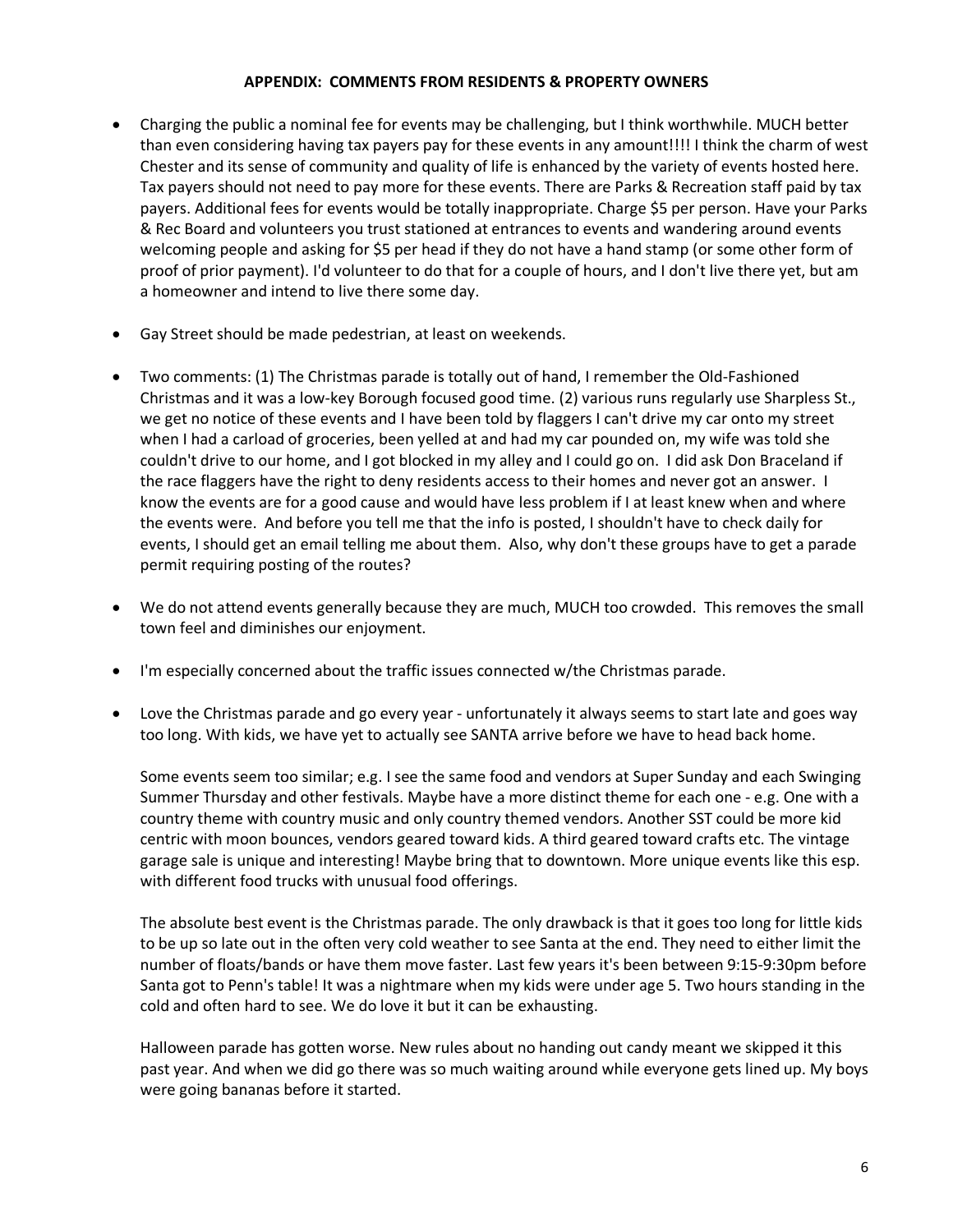**APPENDIX: COMMENTS FROM RESIDENTS & PROPERTY OWNERS**

- Charging the public a nominal fee for events may be challenging, but I think worthwhile. MUCH better than even considering having tax payers pay for these events in any amount!!!! I think the charm of west Chester and its sense of community and quality of life is enhanced by the variety of events hosted here. Tax payers should not need to pay more for these events. There are Parks & Recreation staff paid by tax payers. Additional fees for events would be totally inappropriate. Charge $5 per person. Have your Parks & Rec Board and volunteers you trust stationed at entrances to events and wandering around events welcoming people and asking for $5 per head if they do not have a hand stamp (or some other form of proof of prior payment). I'd volunteer to do that for a couple of hours, and I don't live there yet, but am a homeowner and intend to live there some day.

- Gay Street should be made pedestrian, at least on weekends.

- Two comments: (1) The Christmas parade is totally out of hand, I remember the Old-Fashioned Christmas and it was a low-key Borough focused good time. (2) various runs regularly use Sharpless St., we get no notice of these events and I have been told by flaggers I can't drive my car onto my street when I had a carload of groceries, been yelled at and had my car pounded on, my wife was told she couldn't drive to our home, and I got blocked in my alley and I could go on. I did ask Don Braceland if the race flaggers have the right to deny residents access to their homes and never got an answer. I know the events are for a good cause and would have less problem if I at least knew when and where the events were. And before you tell me that the info is posted, I shouldn't have to check daily for events, I should get an email telling me about them. Also, why don't these groups have to get a parade permit requiring posting of the routes?

- We do not attend events generally because they are much, MUCH too crowded. This removes the small town feel and diminishes our enjoyment.

- I'm especially concerned about the traffic issues connected w/the Christmas parade.

- Love the Christmas parade and go every year - unfortunately it always seems to start late and goes way too long. With kids, we have yet to actually see SANTA arrive before we have to head back home.

  Some events seem too similar; e.g. I see the same food and vendors at Super Sunday and each Swinging Summer Thursday and other festivals. Maybe have a more distinct theme for each one - e.g. One with a country theme with country music and only country themed vendors. Another SST could be more kid centric with moon bounces, vendors geared toward kids. A third geared toward crafts etc. The vintage garage sale is unique and interesting! Maybe bring that to downtown. More unique events like this esp. with different food trucks with unusual food offerings.

  The absolute best event is the Christmas parade. The only drawback is that it goes too long for little kids to be up so late out in the often very cold weather to see Santa at the end. They need to either limit the number of floats/bands or have them move faster. Last few years it's been between 9:15-9:30pm before Santa got to Penn's table! It was a nightmare when my kids were under age 5. Two hours standing in the cold and often hard to see. We do love it but it can be exhausting.

  Halloween parade has gotten worse. New rules about no handing out candy meant we skipped it this past year. And when we did go there was so much waiting around while everyone gets lined up. My boys were going bananas before it started.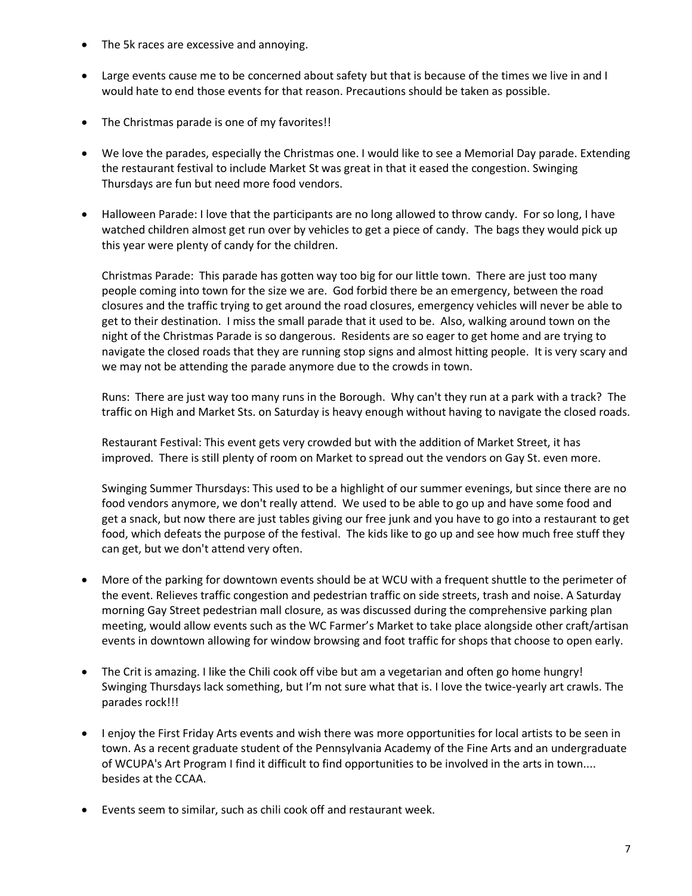- The 5k races are excessive and annoying.

- Large events cause me to be concerned about safety but that is because of the times we live in and I would hate to end those events for that reason. Precautions should be taken as possible.

- The Christmas parade is one of my favorites!!

- We love the parades, especially the Christmas one. I would like to see a Memorial Day parade. Extending the restaurant festival to include Market St was great in that it eased the congestion. Swinging Thursdays are fun but need more food vendors.

- Halloween Parade: I love that the participants are no long allowed to throw candy. For so long, I have watched children almost get run over by vehicles to get a piece of candy. The bags they would pick up this year were plenty of candy for the children.

  Christmas Parade: This parade has gotten way too big for our little town. There are just too many people coming into town for the size we are. God forbid there be an emergency, between the road closures and the traffic trying to get around the road closures, emergency vehicles will never be able to get to their destination. I miss the small parade that it used to be. Also, walking around town on the night of the Christmas Parade is so dangerous. Residents are so eager to get home and are trying to navigate the closed roads that they are running stop signs and almost hitting people. It is very scary and we may not be attending the parade anymore due to the crowds in town.

  Runs: There are just way too many runs in the Borough. Why can't they run at a park with a track? The traffic on High and Market Sts. on Saturday is heavy enough without having to navigate the closed roads.

  Restaurant Festival: This event gets very crowded but with the addition of Market Street, it has improved. There is still plenty of room on Market to spread out the vendors on Gay St. even more.

  Swinging Summer Thursdays: This used to be a highlight of our summer evenings, but since there are no food vendors anymore, we don't really attend. We used to be able to go up and have some food and get a snack, but now there are just tables giving our free junk and you have to go into a restaurant to get food, which defeats the purpose of the festival. The kids like to go up and see how much free stuff they can get, but we don't attend very often.

- More of the parking for downtown events should be at WCU with a frequent shuttle to the perimeter of the event. Relieves traffic congestion and pedestrian traffic on side streets, trash and noise. A Saturday morning Gay Street pedestrian mall closure, as was discussed during the comprehensive parking plan meeting, would allow events such as the WC Farmer's Market to take place alongside other craft/artisan events in downtown allowing for window browsing and foot traffic for shops that choose to open early.

- The Crit is amazing. I like the Chili cook off vibe but am a vegetarian and often go home hungry! Swinging Thursdays lack something, but I'm not sure what that is. I love the twice-yearly art crawls. The parades rock!!!

- I enjoy the First Friday Arts events and wish there was more opportunities for local artists to be seen in town. As a recent graduate student of the Pennsylvania Academy of the Fine Arts and an undergraduate of WCUPA's Art Program I find it difficult to find opportunities to be involved in the arts in town.... besides at the CCAA.

- Events seem to similar, such as chili cook off and restaurant week.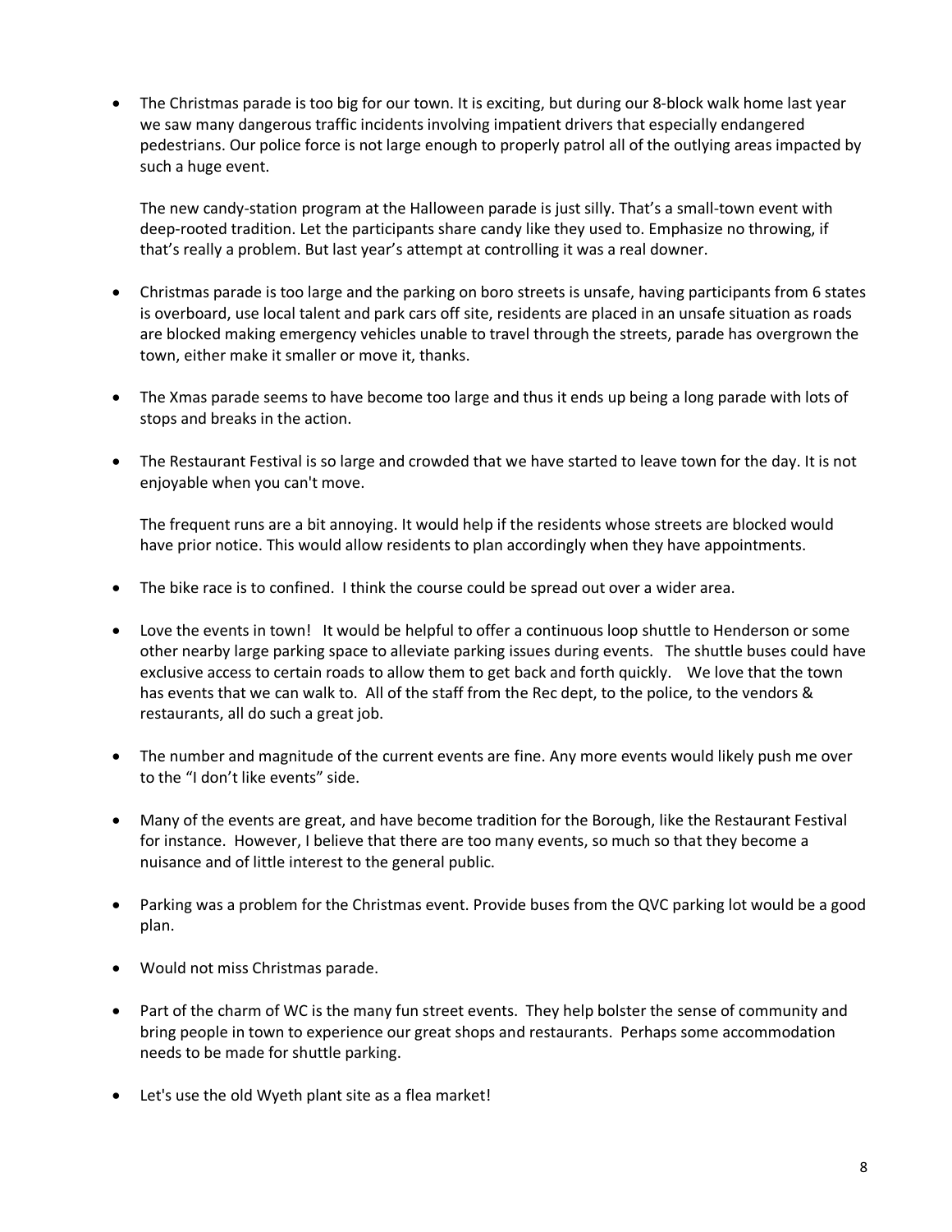- The Christmas parade is too big for our town. It is exciting, but during our 8-block walk home last year we saw many dangerous traffic incidents involving impatient drivers that especially endangered pedestrians. Our police force is not large enough to properly patrol all of the outlying areas impacted by such a huge event.

  The new candy-station program at the Halloween parade is just silly. That's a small-town event with deep-rooted tradition. Let the participants share candy like they used to. Emphasize no throwing, if that's really a problem. But last year's attempt at controlling it was a real downer.

- Christmas parade is too large and the parking on boro streets is unsafe, having participants from 6 states is overboard, use local talent and park cars off site, residents are placed in an unsafe situation as roads are blocked making emergency vehicles unable to travel through the streets, parade has overgrown the town, either make it smaller or move it, thanks.

- The Xmas parade seems to have become too large and thus it ends up being a long parade with lots of stops and breaks in the action.

- The Restaurant Festival is so large and crowded that we have started to leave town for the day. It is not enjoyable when you can't move.

  The frequent runs are a bit annoying. It would help if the residents whose streets are blocked would have prior notice. This would allow residents to plan accordingly when they have appointments.

- The bike race is to confined. I think the course could be spread out over a wider area.

- Love the events in town! It would be helpful to offer a continuous loop shuttle to Henderson or some other nearby large parking space to alleviate parking issues during events. The shuttle buses could have exclusive access to certain roads to allow them to get back and forth quickly. We love that the town has events that we can walk to. All of the staff from the Rec dept, to the police, to the vendors & restaurants, all do such a great job.

- The number and magnitude of the current events are fine. Any more events would likely push me over to the "I don't like events" side.

- Many of the events are great, and have become tradition for the Borough, like the Restaurant Festival for instance. However, I believe that there are too many events, so much so that they become a nuisance and of little interest to the general public.

- Parking was a problem for the Christmas event. Provide buses from the QVC parking lot would be a good plan.

- Would not miss Christmas parade.

- Part of the charm of WC is the many fun street events. They help bolster the sense of community and bring people in town to experience our great shops and restaurants. Perhaps some accommodation needs to be made for shuttle parking.

- Let's use the old Wyeth plant site as a flea market!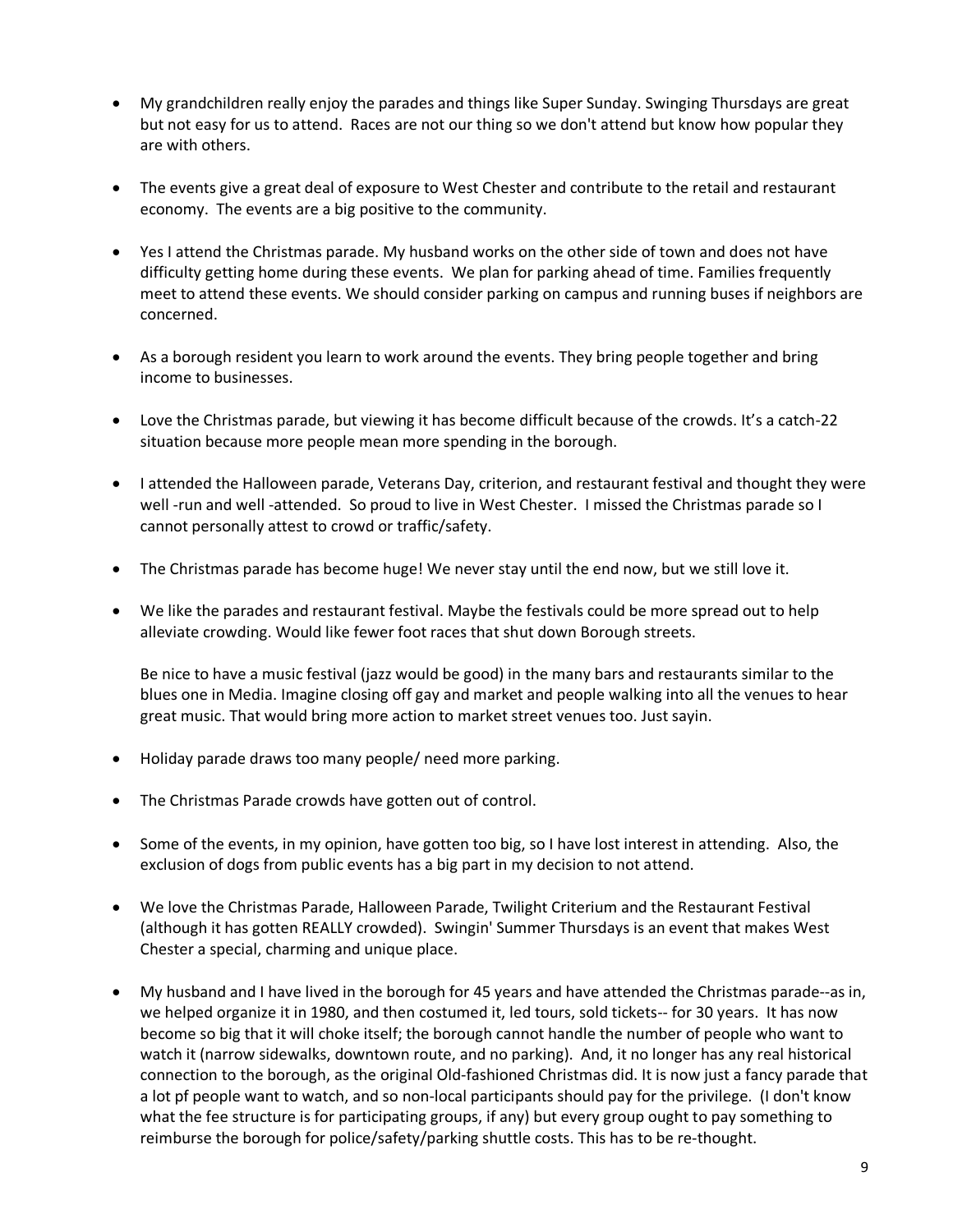- My grandchildren really enjoy the parades and things like Super Sunday. Swinging Thursdays are great but not easy for us to attend. Races are not our thing so we don't attend but know how popular they are with others.

- The events give a great deal of exposure to West Chester and contribute to the retail and restaurant economy. The events are a big positive to the community.

- Yes I attend the Christmas parade. My husband works on the other side of town and does not have difficulty getting home during these events. We plan for parking ahead of time. Families frequently meet to attend these events. We should consider parking on campus and running buses if neighbors are concerned.

- As a borough resident you learn to work around the events. They bring people together and bring income to businesses.

- Love the Christmas parade, but viewing it has become difficult because of the crowds. It's a catch-22 situation because more people mean more spending in the borough.

- I attended the Halloween parade, Veterans Day, criterion, and restaurant festival and thought they were well -run and well -attended. So proud to live in West Chester. I missed the Christmas parade so I cannot personally attest to crowd or traffic/safety.

- The Christmas parade has become huge! We never stay until the end now, but we still love it.

- We like the parades and restaurant festival. Maybe the festivals could be more spread out to help alleviate crowding. Would like fewer foot races that shut down Borough streets.

  Be nice to have a music festival (jazz would be good) in the many bars and restaurants similar to the blues one in Media. Imagine closing off gay and market and people walking into all the venues to hear great music. That would bring more action to market street venues too. Just sayin.

- Holiday parade draws too many people/ need more parking.

- The Christmas Parade crowds have gotten out of control.

- Some of the events, in my opinion, have gotten too big, so I have lost interest in attending. Also, the exclusion of dogs from public events has a big part in my decision to not attend.

- We love the Christmas Parade, Halloween Parade, Twilight Criterium and the Restaurant Festival (although it has gotten REALLY crowded). Swingin' Summer Thursdays is an event that makes West Chester a special, charming and unique place.

- My husband and I have lived in the borough for 45 years and have attended the Christmas parade--as in, we helped organize it in 1980, and then costumed it, led tours, sold tickets-- for 30 years. It has now become so big that it will choke itself; the borough cannot handle the number of people who want to watch it (narrow sidewalks, downtown route, and no parking). And, it no longer has any real historical connection to the borough, as the original Old-fashioned Christmas did. It is now just a fancy parade that a lot pf people want to watch, and so non-local participants should pay for the privilege. (I don't know what the fee structure is for participating groups, if any) but every group ought to pay something to reimburse the borough for police/safety/parking shuttle costs. This has to be re-thought.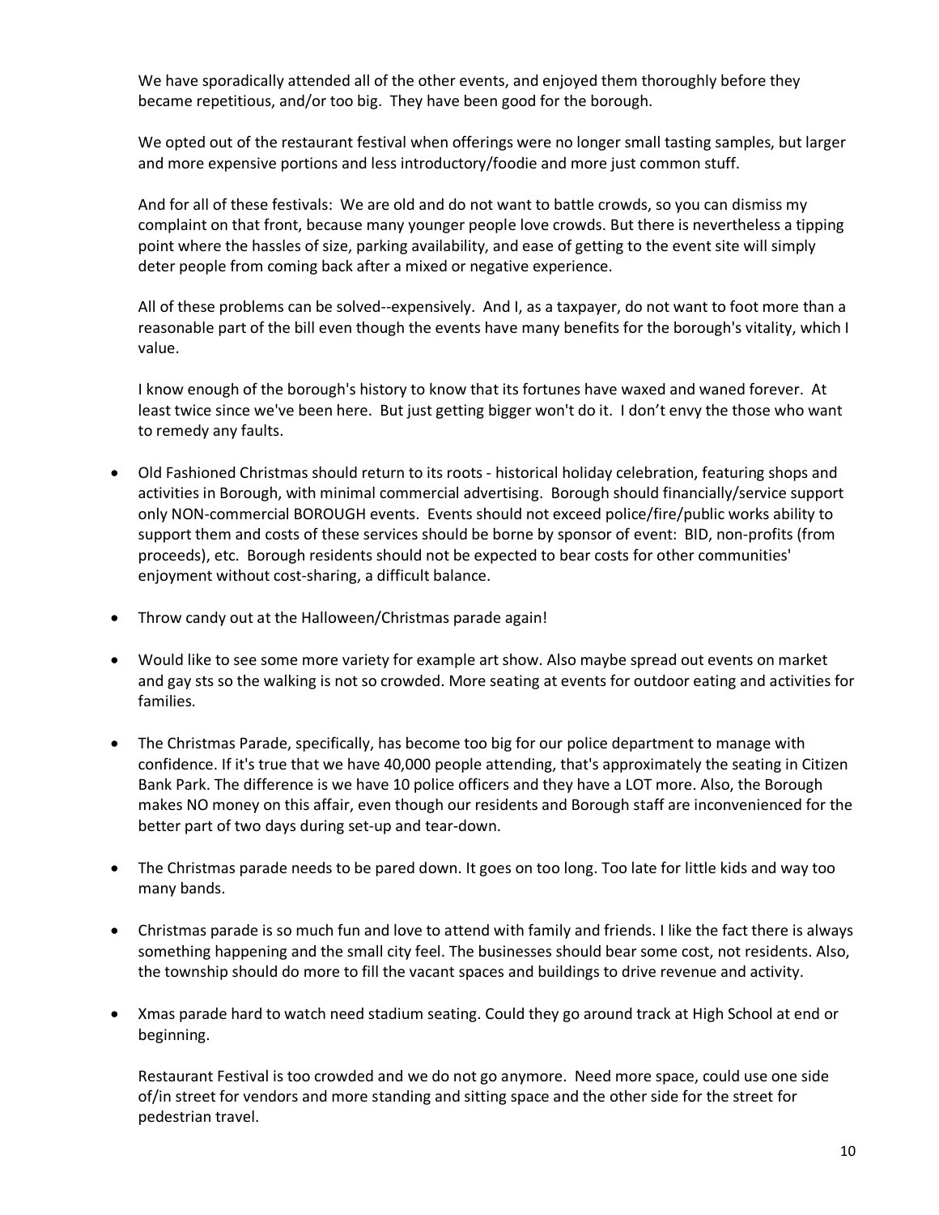We have sporadically attended all of the other events, and enjoyed them thoroughly before they became repetitious, and/or too big. They have been good for the borough.

We opted out of the restaurant festival when offerings were no longer small tasting samples, but larger and more expensive portions and less introductory/foodie and more just common stuff.

And for all of these festivals: We are old and do not want to battle crowds, so you can dismiss my complaint on that front, because many younger people love crowds. But there is nevertheless a tipping point where the hassles of size, parking availability, and ease of getting to the event site will simply deter people from coming back after a mixed or negative experience.

All of these problems can be solved--expensively. And I, as a taxpayer, do not want to foot more than a reasonable part of the bill even though the events have many benefits for the borough's vitality, which I value.

I know enough of the borough's history to know that its fortunes have waxed and waned forever. At least twice since we've been here. But just getting bigger won't do it. I don't envy the those who want to remedy any faults.

- Old Fashioned Christmas should return to its roots - historical holiday celebration, featuring shops and activities in Borough, with minimal commercial advertising. Borough should financially/service support only NON-commercial BOROUGH events. Events should not exceed police/fire/public works ability to support them and costs of these services should be borne by sponsor of event: BID, non-profits (from proceeds), etc. Borough residents should not be expected to bear costs for other communities' enjoyment without cost-sharing, a difficult balance.

- Throw candy out at the Halloween/Christmas parade again!

- Would like to see some more variety for example art show. Also maybe spread out events on market and gay sts so the walking is not so crowded. More seating at events for outdoor eating and activities for families.

- The Christmas Parade, specifically, has become too big for our police department to manage with confidence. If it's true that we have 40,000 people attending, that's approximately the seating in Citizen Bank Park. The difference is we have 10 police officers and they have a LOT more. Also, the Borough makes NO money on this affair, even though our residents and Borough staff are inconvenienced for the better part of two days during set-up and tear-down.

- The Christmas parade needs to be pared down. It goes on too long. Too late for little kids and way too many bands.

- Christmas parade is so much fun and love to attend with family and friends. I like the fact there is always something happening and the small city feel. The businesses should bear some cost, not residents. Also, the township should do more to fill the vacant spaces and buildings to drive revenue and activity.

- Xmas parade hard to watch need stadium seating. Could they go around track at High School at end or beginning.

  Restaurant Festival is too crowded and we do not go anymore. Need more space, could use one side of/in street for vendors and more standing and sitting space and the other side for the street for pedestrian travel.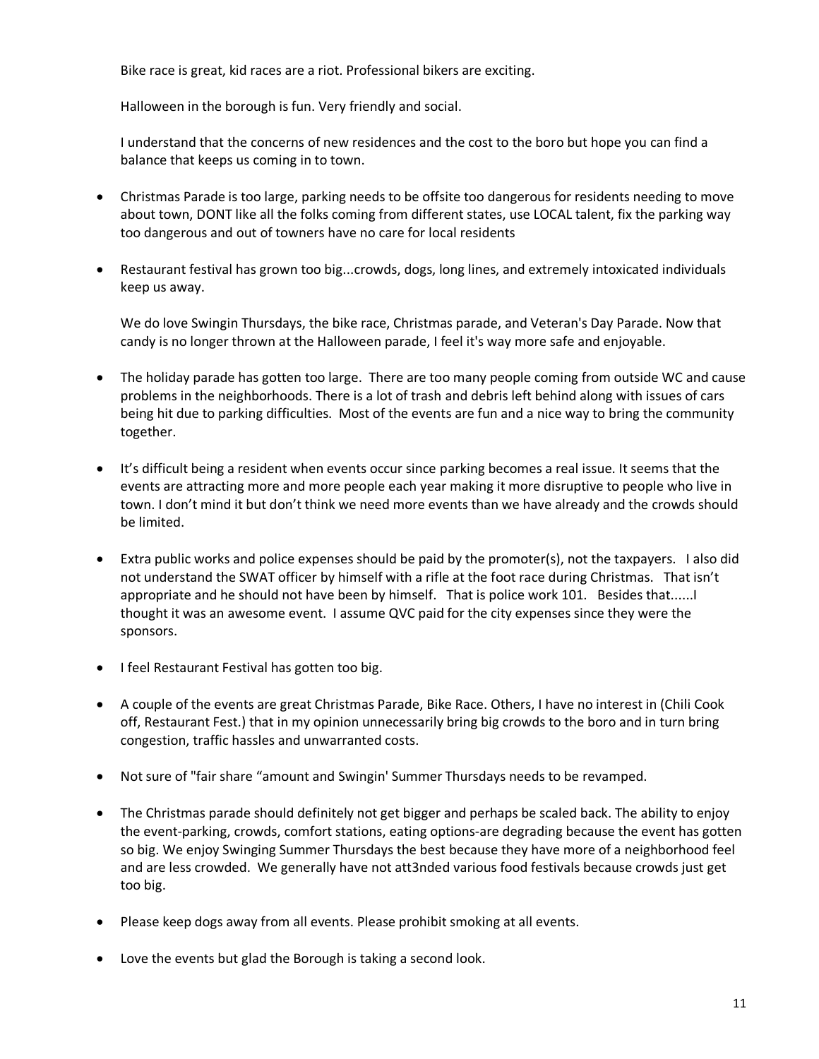Bike race is great, kid races are a riot. Professional bikers are exciting.

Halloween in the borough is fun. Very friendly and social.

I understand that the concerns of new residences and the cost to the boro but hope you can find a balance that keeps us coming in to town.

- Christmas Parade is too large, parking needs to be offsite too dangerous for residents needing to move about town, DONT like all the folks coming from different states, use LOCAL talent, fix the parking way too dangerous and out of towners have no care for local residents

- Restaurant festival has grown too big...crowds, dogs, long lines, and extremely intoxicated individuals keep us away.

  We do love Swingin Thursdays, the bike race, Christmas parade, and Veteran's Day Parade. Now that candy is no longer thrown at the Halloween parade, I feel it's way more safe and enjoyable.

- The holiday parade has gotten too large. There are too many people coming from outside WC and cause problems in the neighborhoods. There is a lot of trash and debris left behind along with issues of cars being hit due to parking difficulties. Most of the events are fun and a nice way to bring the community together.

- It's difficult being a resident when events occur since parking becomes a real issue. It seems that the events are attracting more and more people each year making it more disruptive to people who live in town. I don't mind it but don't think we need more events than we have already and the crowds should be limited.

- Extra public works and police expenses should be paid by the promoter(s), not the taxpayers. I also did not understand the SWAT officer by himself with a rifle at the foot race during Christmas. That isn't appropriate and he should not have been by himself. That is police work 101. Besides that......I thought it was an awesome event. I assume QVC paid for the city expenses since they were the sponsors.

- I feel Restaurant Festival has gotten too big.

- A couple of the events are great Christmas Parade, Bike Race. Others, I have no interest in (Chili Cook off, Restaurant Fest.) that in my opinion unnecessarily bring big crowds to the boro and in turn bring congestion, traffic hassles and unwarranted costs.

- Not sure of "fair share "amount and Swingin' Summer Thursdays needs to be revamped.

- The Christmas parade should definitely not get bigger and perhaps be scaled back. The ability to enjoy the event-parking, crowds, comfort stations, eating options-are degrading because the event has gotten so big. We enjoy Swinging Summer Thursdays the best because they have more of a neighborhood feel and are less crowded. We generally have not att3nded various food festivals because crowds just get too big.

- Please keep dogs away from all events. Please prohibit smoking at all events.

- Love the events but glad the Borough is taking a second look.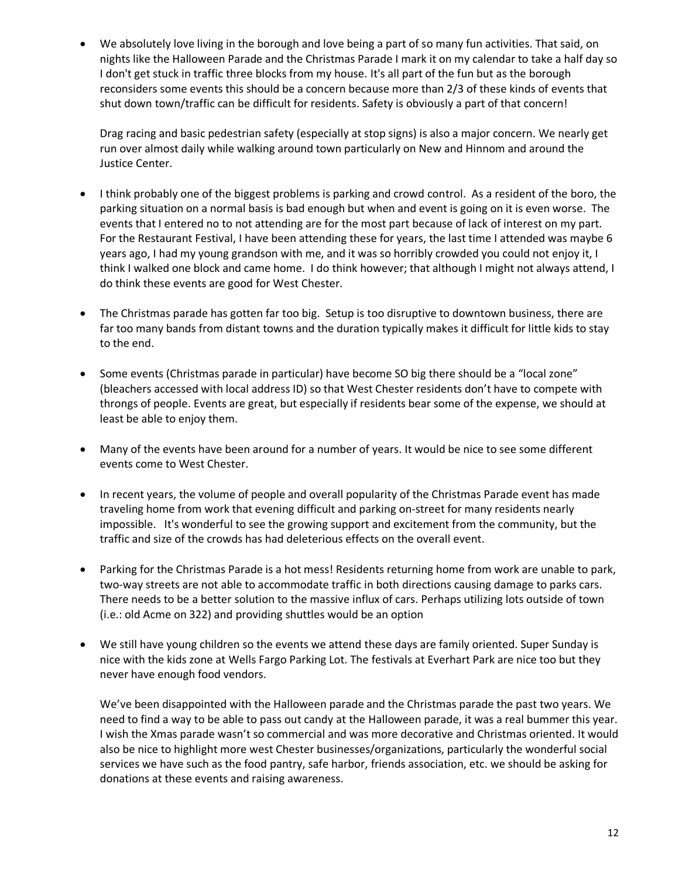- We absolutely love living in the borough and love being a part of so many fun activities. That said, on nights like the Halloween Parade and the Christmas Parade I mark it on my calendar to take a half day so I don't get stuck in traffic three blocks from my house. It's all part of the fun but as the borough reconsiders some events this should be a concern because more than 2/3 of these kinds of events that shut down town/traffic can be difficult for residents. Safety is obviously a part of that concern!

  Drag racing and basic pedestrian safety (especially at stop signs) is also a major concern. We nearly get run over almost daily while walking around town particularly on New and Hinnom and around the Justice Center.

- I think probably one of the biggest problems is parking and crowd control. As a resident of the boro, the parking situation on a normal basis is bad enough but when and event is going on it is even worse. The events that I entered no to not attending are for the most part because of lack of interest on my part. For the Restaurant Festival, I have been attending these for years, the last time I attended was maybe 6 years ago, I had my young grandson with me, and it was so horribly crowded you could not enjoy it, I think I walked one block and came home. I do think however; that although I might not always attend, I do think these events are good for West Chester.

- The Christmas parade has gotten far too big. Setup is too disruptive to downtown business, there are far too many bands from distant towns and the duration typically makes it difficult for little kids to stay to the end.

- Some events (Christmas parade in particular) have become SO big there should be a "local zone" (bleachers accessed with local address ID) so that West Chester residents don't have to compete with throngs of people. Events are great, but especially if residents bear some of the expense, we should at least be able to enjoy them.

- Many of the events have been around for a number of years. It would be nice to see some different events come to West Chester.

- In recent years, the volume of people and overall popularity of the Christmas Parade event has made traveling home from work that evening difficult and parking on-street for many residents nearly impossible. It's wonderful to see the growing support and excitement from the community, but the traffic and size of the crowds has had deleterious effects on the overall event.

- Parking for the Christmas Parade is a hot mess! Residents returning home from work are unable to park, two-way streets are not able to accommodate traffic in both directions causing damage to parks cars. There needs to be a better solution to the massive influx of cars. Perhaps utilizing lots outside of town (i.e.: old Acme on 322) and providing shuttles would be an option

- We still have young children so the events we attend these days are family oriented. Super Sunday is nice with the kids zone at Wells Fargo Parking Lot. The festivals at Everhart Park are nice too but they never have enough food vendors.

  We've been disappointed with the Halloween parade and the Christmas parade the past two years. We need to find a way to be able to pass out candy at the Halloween parade, it was a real bummer this year. I wish the Xmas parade wasn't so commercial and was more decorative and Christmas oriented. It would also be nice to highlight more west Chester businesses/organizations, particularly the wonderful social services we have such as the food pantry, safe harbor, friends association, etc. we should be asking for donations at these events and raising awareness.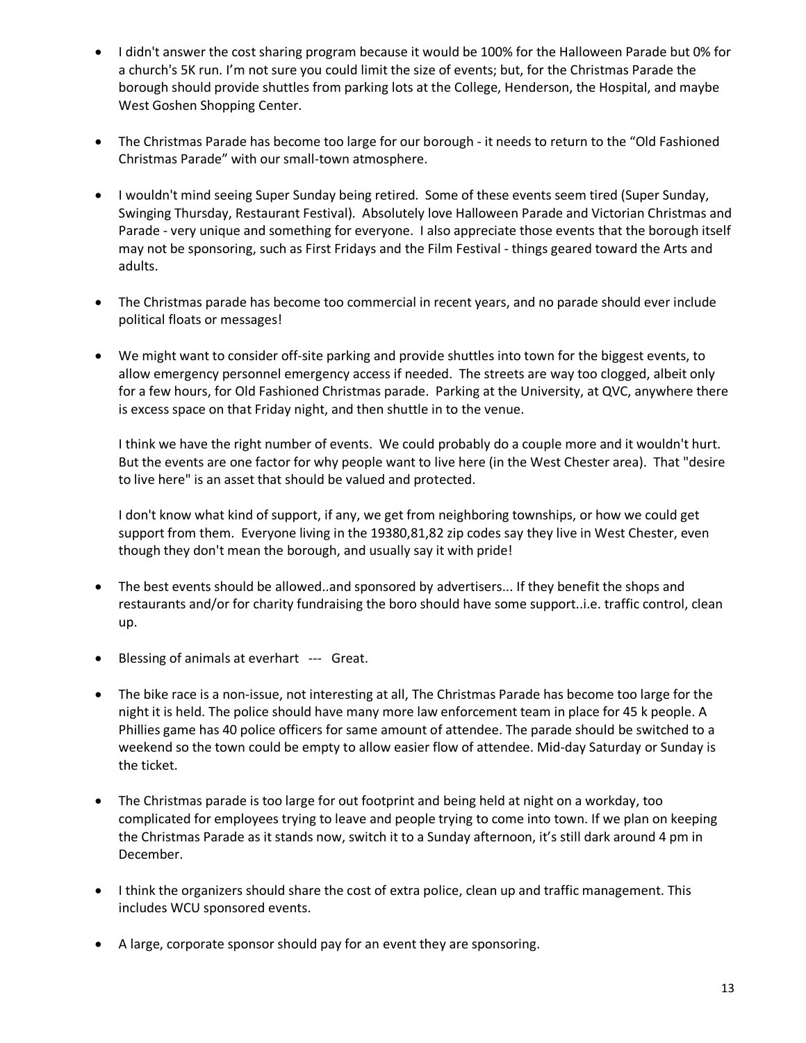- I didn't answer the cost sharing program because it would be 100% for the Halloween Parade but 0% for a church's 5K run. I'm not sure you could limit the size of events; but, for the Christmas Parade the borough should provide shuttles from parking lots at the College, Henderson, the Hospital, and maybe West Goshen Shopping Center.

- The Christmas Parade has become too large for our borough - it needs to return to the "Old Fashioned Christmas Parade" with our small-town atmosphere.

- I wouldn't mind seeing Super Sunday being retired. Some of these events seem tired (Super Sunday, Swinging Thursday, Restaurant Festival). Absolutely love Halloween Parade and Victorian Christmas and Parade - very unique and something for everyone. I also appreciate those events that the borough itself may not be sponsoring, such as First Fridays and the Film Festival - things geared toward the Arts and adults.

- The Christmas parade has become too commercial in recent years, and no parade should ever include political floats or messages!

- We might want to consider off-site parking and provide shuttles into town for the biggest events, to allow emergency personnel emergency access if needed. The streets are way too clogged, albeit only for a few hours, for Old Fashioned Christmas parade. Parking at the University, at QVC, anywhere there is excess space on that Friday night, and then shuttle in to the venue.

  I think we have the right number of events. We could probably do a couple more and it wouldn't hurt. But the events are one factor for why people want to live here (in the West Chester area). That "desire to live here" is an asset that should be valued and protected.

  I don't know what kind of support, if any, we get from neighboring townships, or how we could get support from them. Everyone living in the 19380,81,82 zip codes say they live in West Chester, even though they don't mean the borough, and usually say it with pride!

- The best events should be allowed..and sponsored by advertisers... If they benefit the shops and restaurants and/or for charity fundraising the boro should have some support..i.e. traffic control, clean up.

- Blessing of animals at everhart --- Great.

- The bike race is a non-issue, not interesting at all, The Christmas Parade has become too large for the night it is held. The police should have many more law enforcement team in place for 45 k people. A Phillies game has 40 police officers for same amount of attendee. The parade should be switched to a weekend so the town could be empty to allow easier flow of attendee. Mid-day Saturday or Sunday is the ticket.

- The Christmas parade is too large for out footprint and being held at night on a workday, too complicated for employees trying to leave and people trying to come into town. If we plan on keeping the Christmas Parade as it stands now, switch it to a Sunday afternoon, it's still dark around 4 pm in December.

- I think the organizers should share the cost of extra police, clean up and traffic management. This includes WCU sponsored events.

- A large, corporate sponsor should pay for an event they are sponsoring.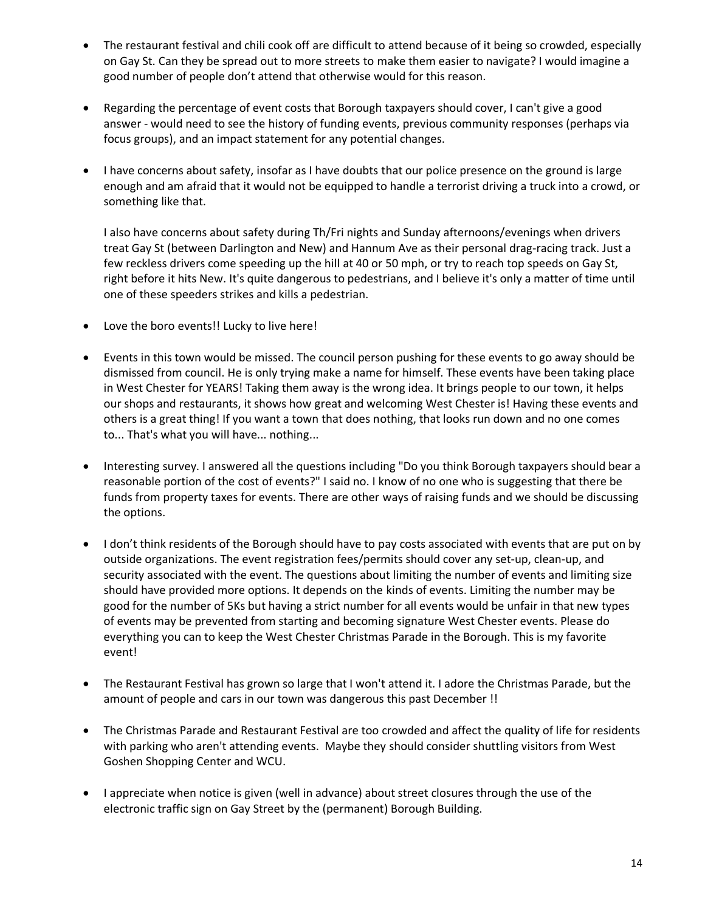- The restaurant festival and chili cook off are difficult to attend because of it being so crowded, especially on Gay St. Can they be spread out to more streets to make them easier to navigate? I would imagine a good number of people don't attend that otherwise would for this reason.

- Regarding the percentage of event costs that Borough taxpayers should cover, I can't give a good answer - would need to see the history of funding events, previous community responses (perhaps via focus groups), and an impact statement for any potential changes.

- I have concerns about safety, insofar as I have doubts that our police presence on the ground is large enough and am afraid that it would not be equipped to handle a terrorist driving a truck into a crowd, or something like that.

  I also have concerns about safety during Th/Fri nights and Sunday afternoons/evenings when drivers treat Gay St (between Darlington and New) and Hannum Ave as their personal drag-racing track. Just a few reckless drivers come speeding up the hill at 40 or 50 mph, or try to reach top speeds on Gay St, right before it hits New. It's quite dangerous to pedestrians, and I believe it's only a matter of time until one of these speeders strikes and kills a pedestrian.

- Love the boro events!! Lucky to live here!

- Events in this town would be missed. The council person pushing for these events to go away should be dismissed from council. He is only trying make a name for himself. These events have been taking place in West Chester for YEARS! Taking them away is the wrong idea. It brings people to our town, it helps our shops and restaurants, it shows how great and welcoming West Chester is! Having these events and others is a great thing! If you want a town that does nothing, that looks run down and no one comes to... That's what you will have... nothing...

- Interesting survey. I answered all the questions including "Do you think Borough taxpayers should bear a reasonable portion of the cost of events?" I said no. I know of no one who is suggesting that there be funds from property taxes for events. There are other ways of raising funds and we should be discussing the options.

- I don't think residents of the Borough should have to pay costs associated with events that are put on by outside organizations. The event registration fees/permits should cover any set-up, clean-up, and security associated with the event. The questions about limiting the number of events and limiting size should have provided more options. It depends on the kinds of events. Limiting the number may be good for the number of 5Ks but having a strict number for all events would be unfair in that new types of events may be prevented from starting and becoming signature West Chester events. Please do everything you can to keep the West Chester Christmas Parade in the Borough. This is my favorite event!

- The Restaurant Festival has grown so large that I won't attend it. I adore the Christmas Parade, but the amount of people and cars in our town was dangerous this past December !!

- The Christmas Parade and Restaurant Festival are too crowded and affect the quality of life for residents with parking who aren't attending events. Maybe they should consider shuttling visitors from West Goshen Shopping Center and WCU.

- I appreciate when notice is given (well in advance) about street closures through the use of the electronic traffic sign on Gay Street by the (permanent) Borough Building.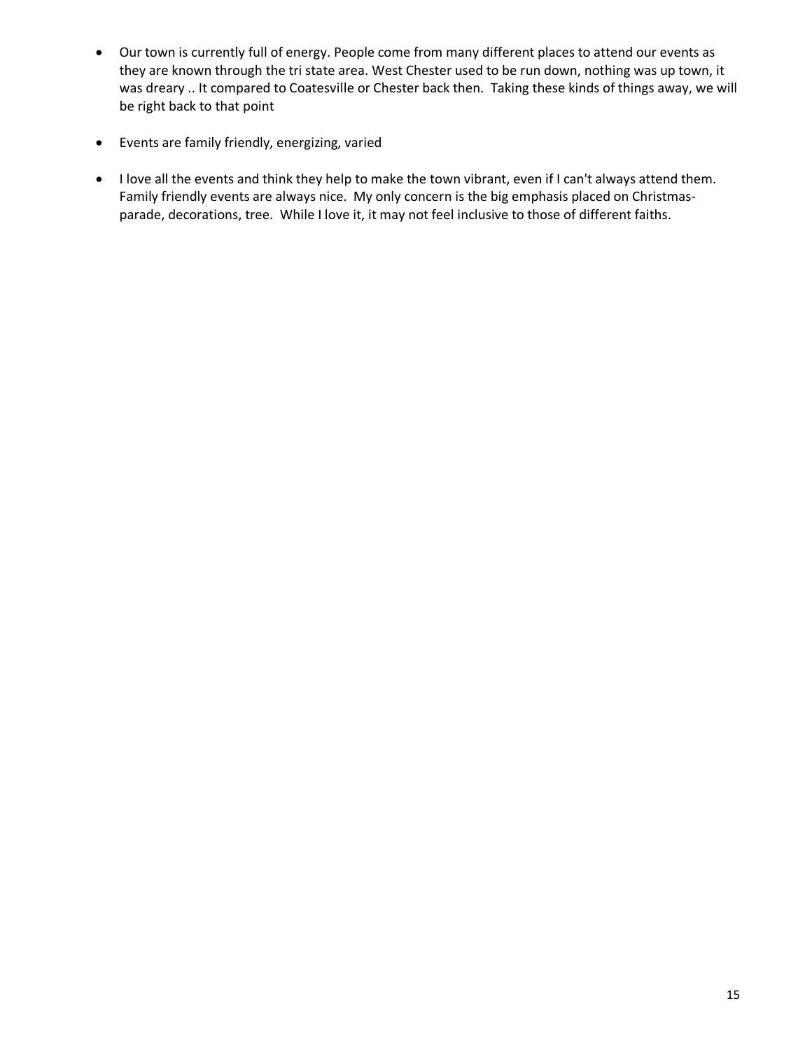- Our town is currently full of energy. People come from many different places to attend our events as they are known through the tri state area. West Chester used to be run down, nothing was up town, it was dreary .. It compared to Coatesville or Chester back then. Taking these kinds of things away, we will be right back to that point

- Events are family friendly, energizing, varied

- I love all the events and think they help to make the town vibrant, even if I can't always attend them. Family friendly events are always nice. My only concern is the big emphasis placed on Christmas-parade, decorations, tree. While I love it, it may not feel inclusive to those of different faiths.